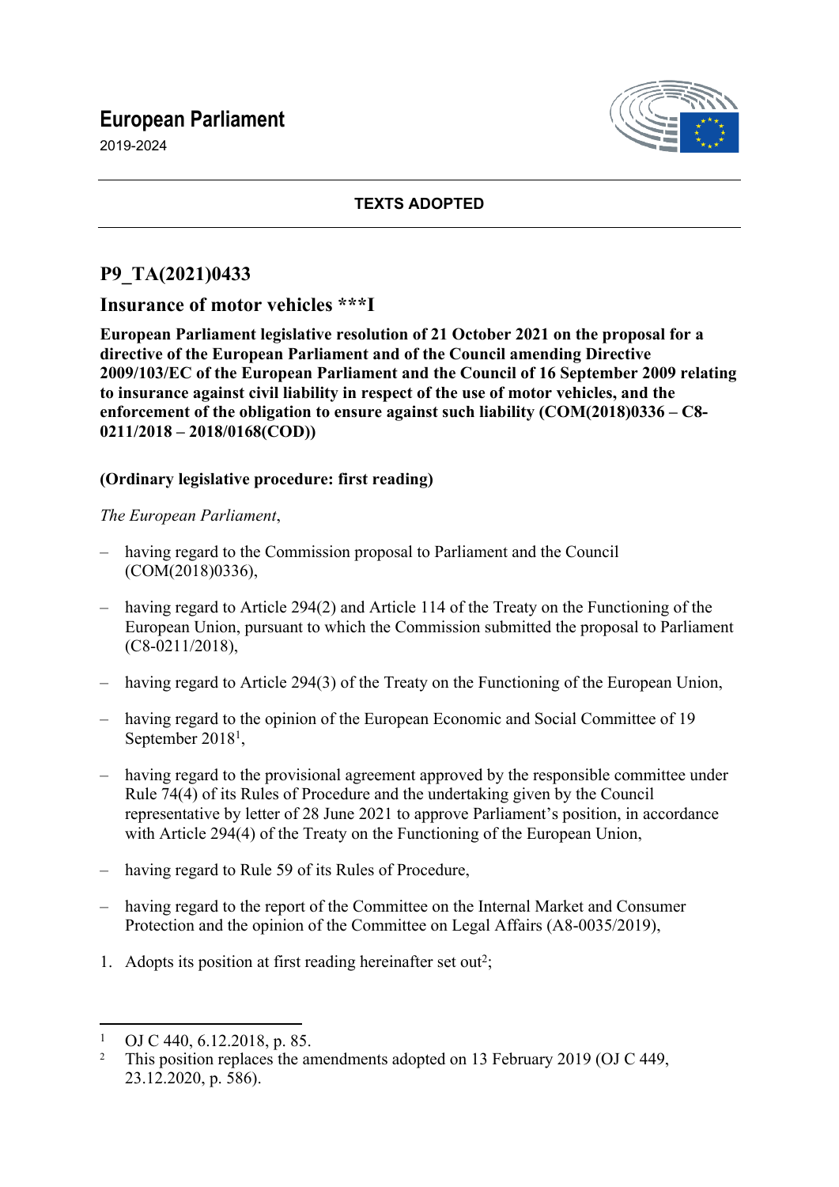# European Parliament

2019-2024

**TEXTS ADOPTED**

## P9_TA(2021)0433

## Insurance of motor vehicles ***I

**European Parliament legislative resolution of 21 October 2021 on the proposal for a directive of the European Parliament and of the Council amending Directive 2009/103/EC of the European Parliament and the Council of 16 September 2009 relating to insurance against civil liability in respect of the use of motor vehicles, and the enforcement of the obligation to ensure against such liability (COM(2018)0336 – C8-0211/2018 – 2018/0168(COD))**

**(Ordinary legislative procedure: first reading)**

*The European Parliament*,

– having regard to the Commission proposal to Parliament and the Council (COM(2018)0336),

– having regard to Article 294(2) and Article 114 of the Treaty on the Functioning of the European Union, pursuant to which the Commission submitted the proposal to Parliament (C8-0211/2018),

– having regard to Article 294(3) of the Treaty on the Functioning of the European Union,

– having regard to the opinion of the European Economic and Social Committee of 19 September 2018[1],

– having regard to the provisional agreement approved by the responsible committee under Rule 74(4) of its Rules of Procedure and the undertaking given by the Council representative by letter of 28 June 2021 to approve Parliament's position, in accordance with Article 294(4) of the Treaty on the Functioning of the European Union,

– having regard to Rule 59 of its Rules of Procedure,

– having regard to the report of the Committee on the Internal Market and Consumer Protection and the opinion of the Committee on Legal Affairs (A8-0035/2019),

1. Adopts its position at first reading hereinafter set out[2];

---

[1] OJ C 440, 6.12.2018, p. 85.

[2] This position replaces the amendments adopted on 13 February 2019 (OJ C 449, 23.12.2020, p. 586).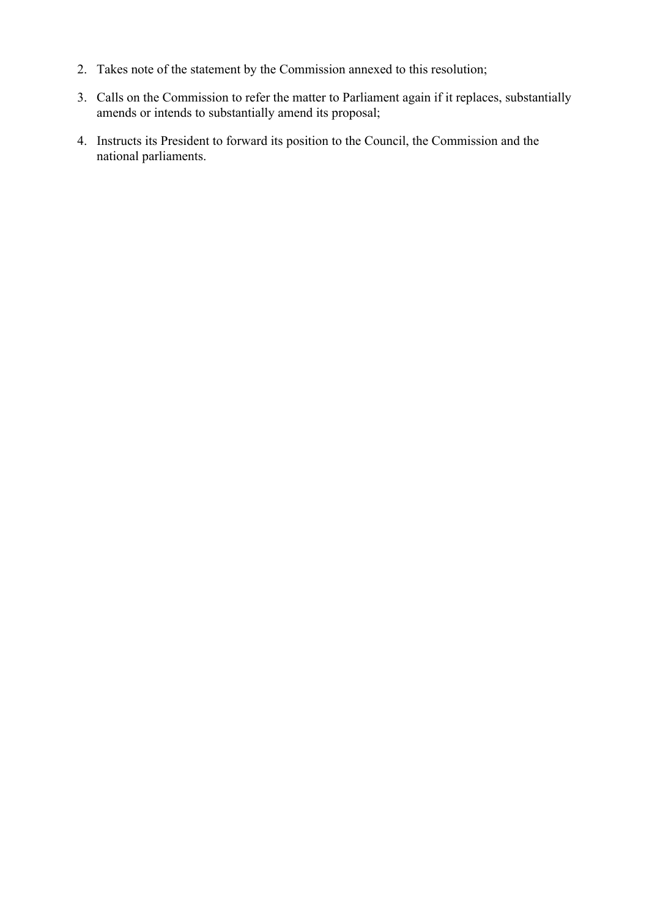2. Takes note of the statement by the Commission annexed to this resolution;

3. Calls on the Commission to refer the matter to Parliament again if it replaces, substantially amends or intends to substantially amend its proposal;

4. Instructs its President to forward its position to the Council, the Commission and the national parliaments.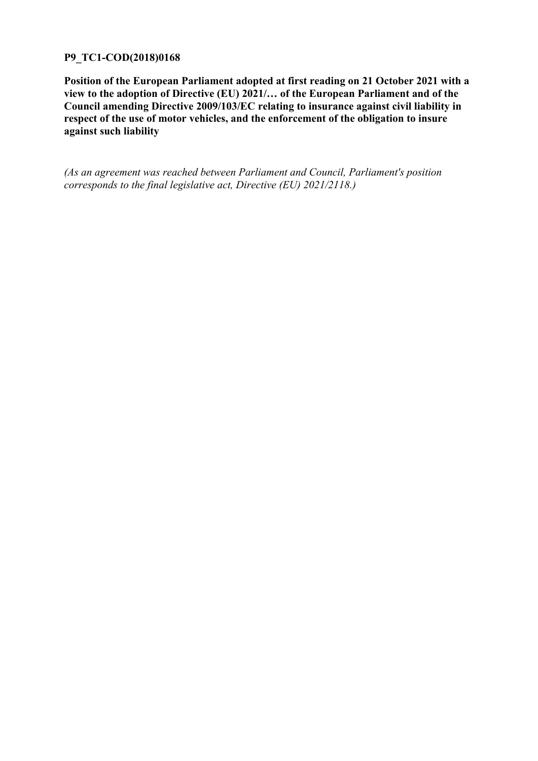**P9_TC1-COD(2018)0168**

**Position of the European Parliament adopted at first reading on 21 October 2021 with a view to the adoption of Directive (EU) 2021/… of the European Parliament and of the Council amending Directive 2009/103/EC relating to insurance against civil liability in respect of the use of motor vehicles, and the enforcement of the obligation to insure against such liability**

*(As an agreement was reached between Parliament and Council, Parliament's position corresponds to the final legislative act, Directive (EU) 2021/2118.)*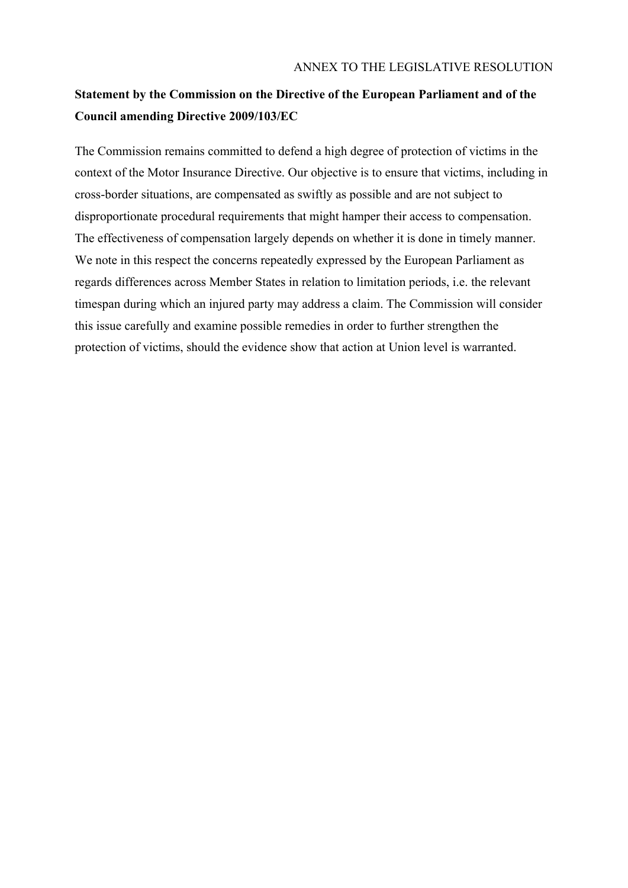ANNEX TO THE LEGISLATIVE RESOLUTION

**Statement by the Commission on the Directive of the European Parliament and of the Council amending Directive 2009/103/EC**

The Commission remains committed to defend a high degree of protection of victims in the context of the Motor Insurance Directive. Our objective is to ensure that victims, including in cross-border situations, are compensated as swiftly as possible and are not subject to disproportionate procedural requirements that might hamper their access to compensation. The effectiveness of compensation largely depends on whether it is done in timely manner. We note in this respect the concerns repeatedly expressed by the European Parliament as regards differences across Member States in relation to limitation periods, i.e. the relevant timespan during which an injured party may address a claim. The Commission will consider this issue carefully and examine possible remedies in order to further strengthen the protection of victims, should the evidence show that action at Union level is warranted.